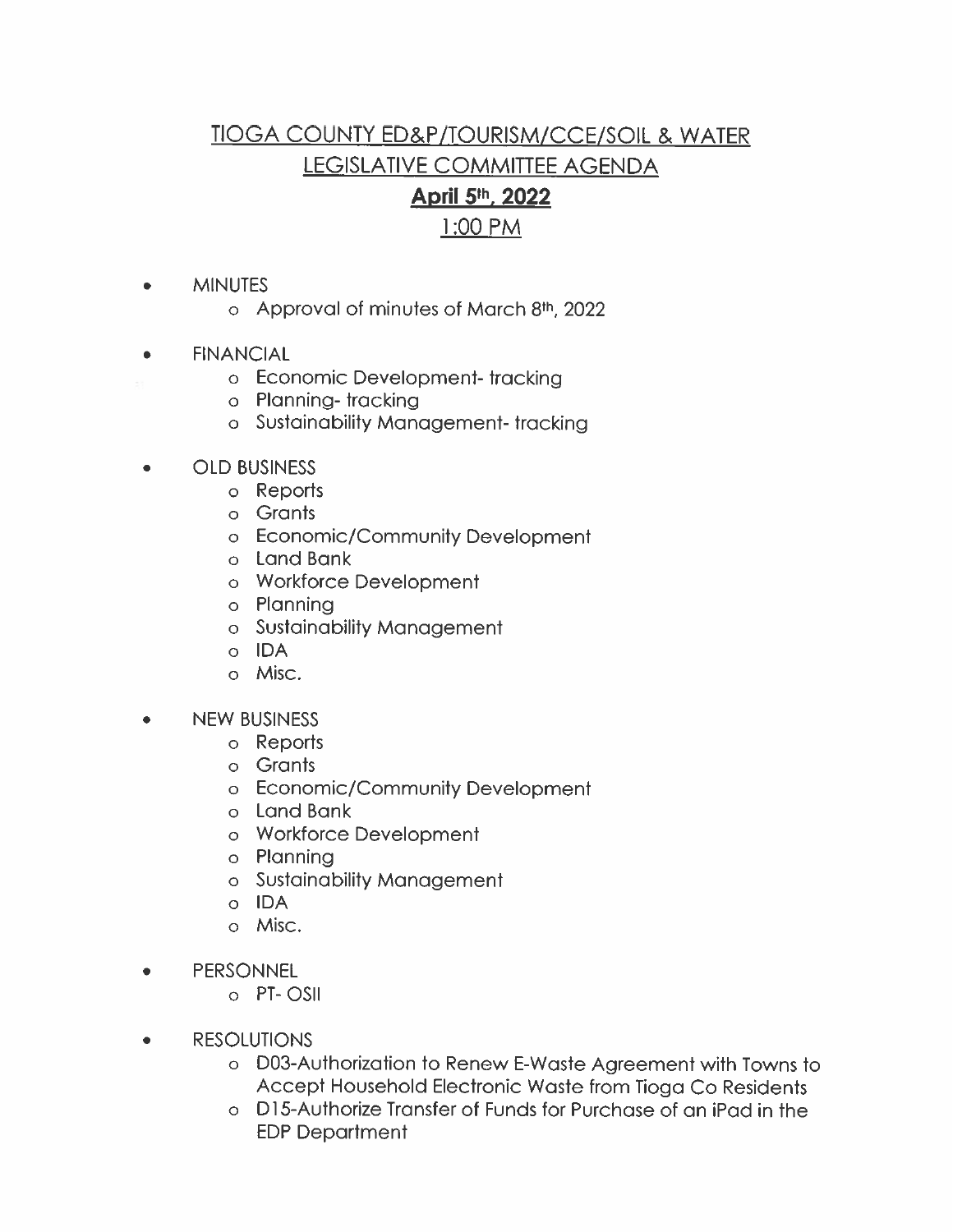# TIOGA COUNTY ED&P/TOURISM/CCE/SOIL & WATER LEGISLATIVE COMMITTEE AGENDA

## April 5th, 2022

## 1:00 PM

- MINUTES
  - Approval of minutes of March 8th, 2022
- FINANCIAL
  - Economic Development- tracking
  - Planning- tracking
  - Sustainability Management- tracking
- OLD BUSINESS
  - Reports
  - Grants
  - Economic/Community Development
  - Land Bank
  - Workforce Development
  - Planning
  - Sustainability Management
  - IDA
  - Misc.
- NEW BUSINESS
  - Reports
  - Grants
  - Economic/Community Development
  - Land Bank
  - Workforce Development
  - Planning
  - Sustainability Management
  - IDA
  - Misc.
- PERSONNEL
  - PT- OSII
- RESOLUTIONS
  - D03-Authorization to Renew E-Waste Agreement with Towns to Accept Household Electronic Waste from Tioga Co Residents
  - D15-Authorize Transfer of Funds for Purchase of an iPad in the EDP Department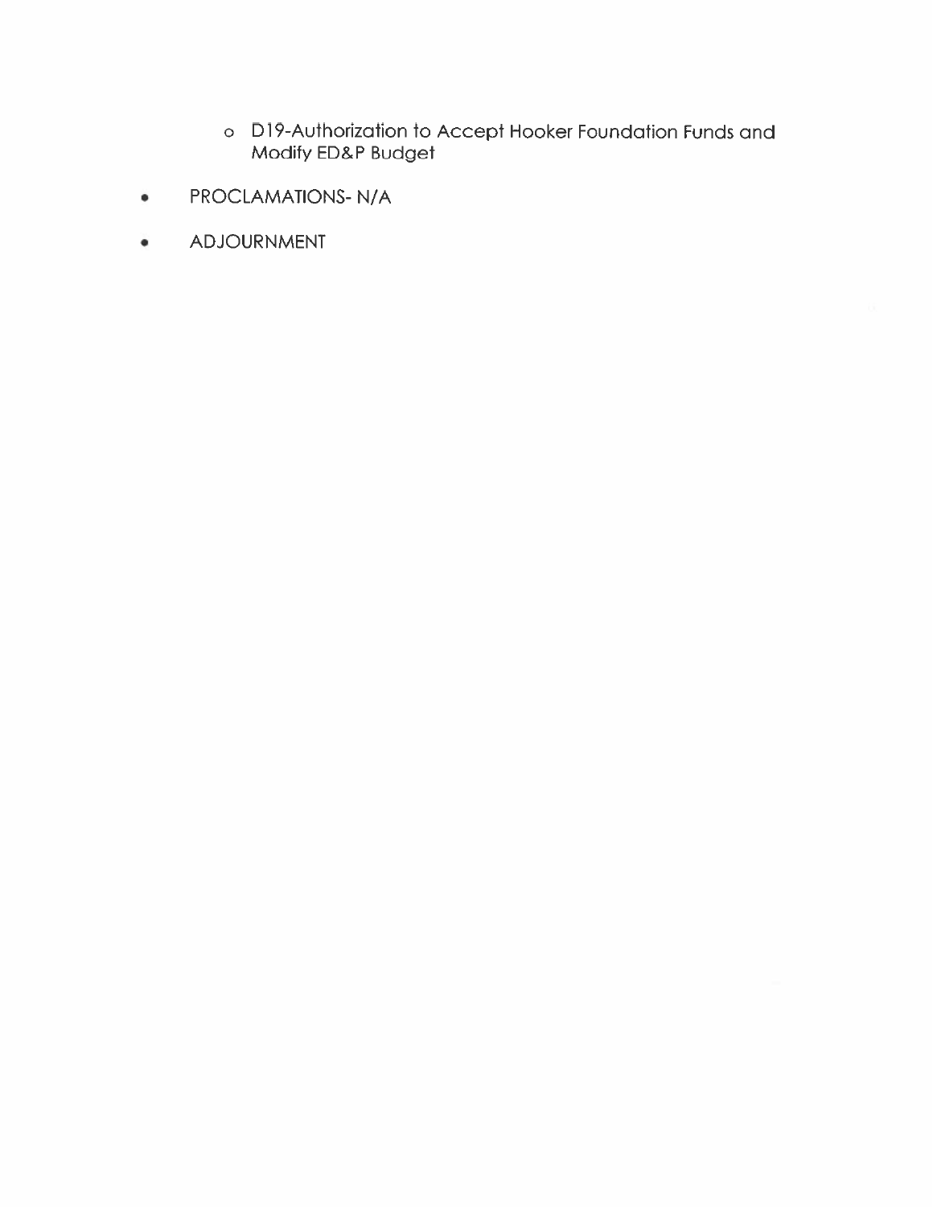- D19-Authorization to Accept Hooker Foundation Funds and Modify ED&P Budget

- PROCLAMATIONS- N/A

- ADJOURNMENT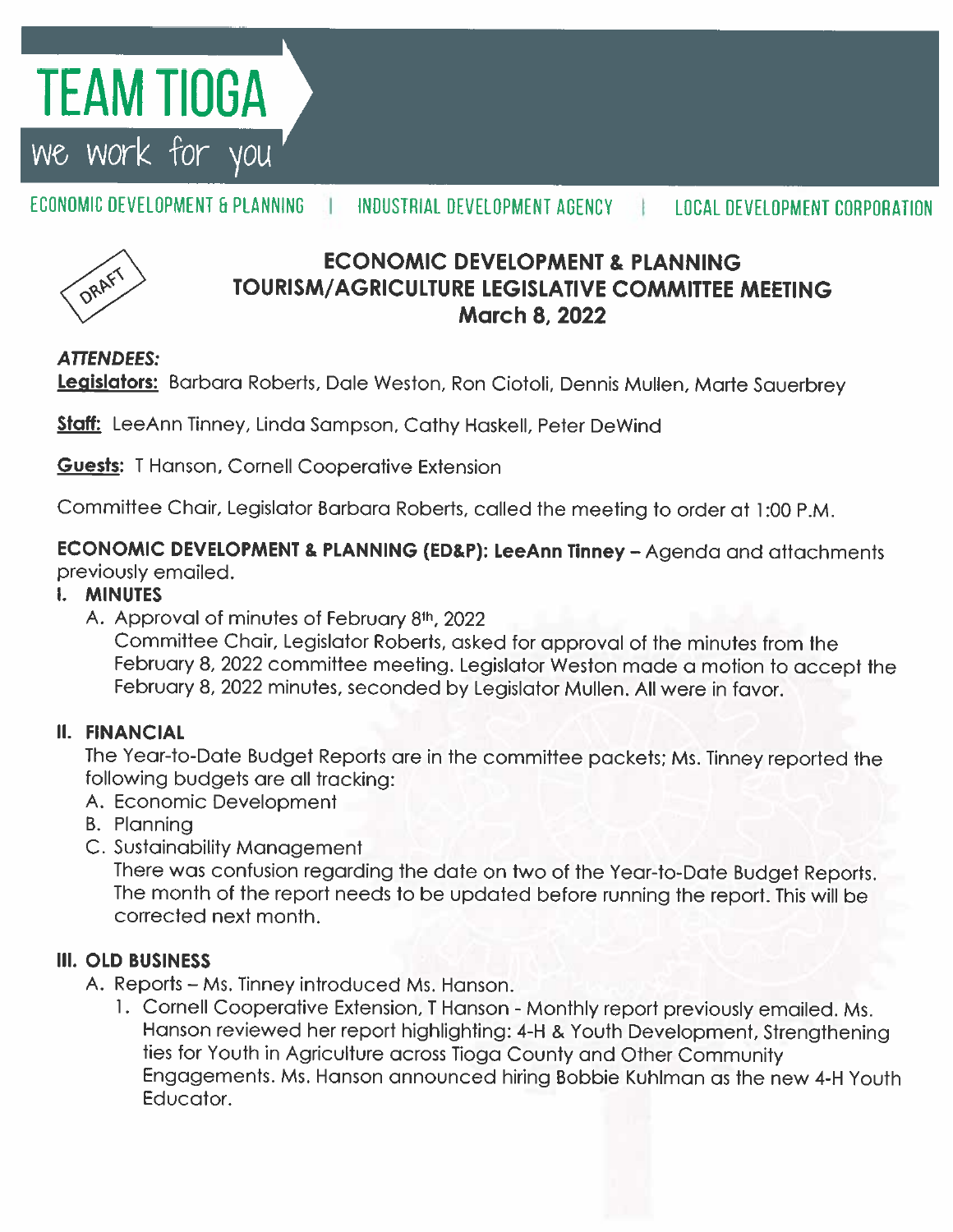# TEAM TIOGA

we work for you

ECONOMIC DEVELOPMENT & PLANNING | INDUSTRIAL DEVELOPMENT AGENCY | LOCAL DEVELOPMENT CORPORATION

DRAFT

## ECONOMIC DEVELOPMENT & PLANNING TOURISM/AGRICULTURE LEGISLATIVE COMMITTEE MEETING March 8, 2022

***ATTENDEES:***

**Legislators:** Barbara Roberts, Dale Weston, Ron Ciotoli, Dennis Mullen, Marte Sauerbrey

**Staff:** LeeAnn Tinney, Linda Sampson, Cathy Haskell, Peter DeWind

**Guests:** T Hanson, Cornell Cooperative Extension

Committee Chair, Legislator Barbara Roberts, called the meeting to order at 1:00 P.M.

**ECONOMIC DEVELOPMENT & PLANNING (ED&P): LeeAnn Tinney** – Agenda and attachments previously emailed.

**I. MINUTES**

A. Approval of minutes of February 8th, 2022
   Committee Chair, Legislator Roberts, asked for approval of the minutes from the February 8, 2022 committee meeting. Legislator Weston made a motion to accept the February 8, 2022 minutes, seconded by Legislator Mullen. All were in favor.

**II. FINANCIAL**

The Year-to-Date Budget Reports are in the committee packets; Ms. Tinney reported the following budgets are all tracking:

A. Economic Development
B. Planning
C. Sustainability Management
   There was confusion regarding the date on two of the Year-to-Date Budget Reports. The month of the report needs to be updated before running the report. This will be corrected next month.

**III. OLD BUSINESS**

A. Reports – Ms. Tinney introduced Ms. Hanson.
   1. Cornell Cooperative Extension, T Hanson - Monthly report previously emailed. Ms. Hanson reviewed her report highlighting: 4-H & Youth Development, Strengthening ties for Youth in Agriculture across Tioga County and Other Community Engagements. Ms. Hanson announced hiring Bobbie Kuhlman as the new 4-H Youth Educator.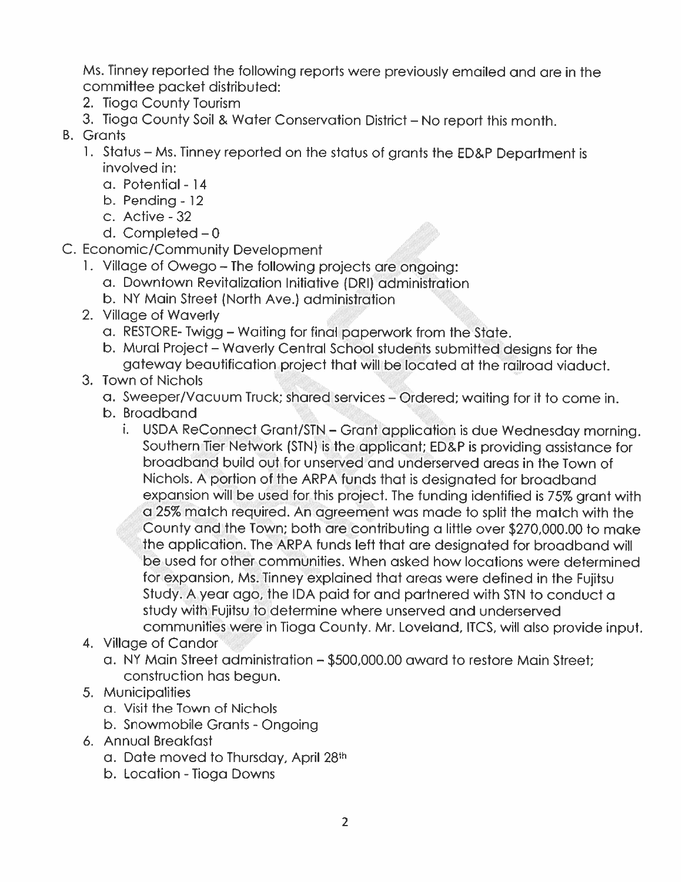Ms. Tinney reported the following reports were previously emailed and are in the committee packet distributed:

2. Tioga County Tourism
3. Tioga County Soil & Water Conservation District – No report this month.

B. Grants
   1. Status – Ms. Tinney reported on the status of grants the ED&P Department is involved in:
      a. Potential - 14
      b. Pending - 12
      c. Active - 32
      d. Completed – 0

C. Economic/Community Development
   1. Village of Owego – The following projects are ongoing:
      a. Downtown Revitalization Initiative (DRI) administration
      b. NY Main Street (North Ave.) administration
   2. Village of Waverly
      a. RESTORE- Twigg – Waiting for final paperwork from the State.
      b. Mural Project – Waverly Central School students submitted designs for the gateway beautification project that will be located at the railroad viaduct.
   3. Town of Nichols
      a. Sweeper/Vacuum Truck; shared services – Ordered; waiting for it to come in.
      b. Broadband
         i. USDA ReConnect Grant/STN – Grant application is due Wednesday morning. Southern Tier Network (STN) is the applicant; ED&P is providing assistance for broadband build out for unserved and underserved areas in the Town of Nichols. A portion of the ARPA funds that is designated for broadband expansion will be used for this project. The funding identified is 75% grant with a 25% match required. An agreement was made to split the match with the County and the Town; both are contributing a little over $270,000.00 to make the application. The ARPA funds left that are designated for broadband will be used for other communities. When asked how locations were determined for expansion, Ms. Tinney explained that areas were defined in the Fujitsu Study. A year ago, the IDA paid for and partnered with STN to conduct a study with Fujitsu to determine where unserved and underserved communities were in Tioga County. Mr. Loveland, ITCS, will also provide input.
   4. Village of Candor
      a. NY Main Street administration – $500,000.00 award to restore Main Street; construction has begun.
   5. Municipalities
      a. Visit the Town of Nichols
      b. Snowmobile Grants - Ongoing
   6. Annual Breakfast
      a. Date moved to Thursday, April 28th
      b. Location - Tioga Downs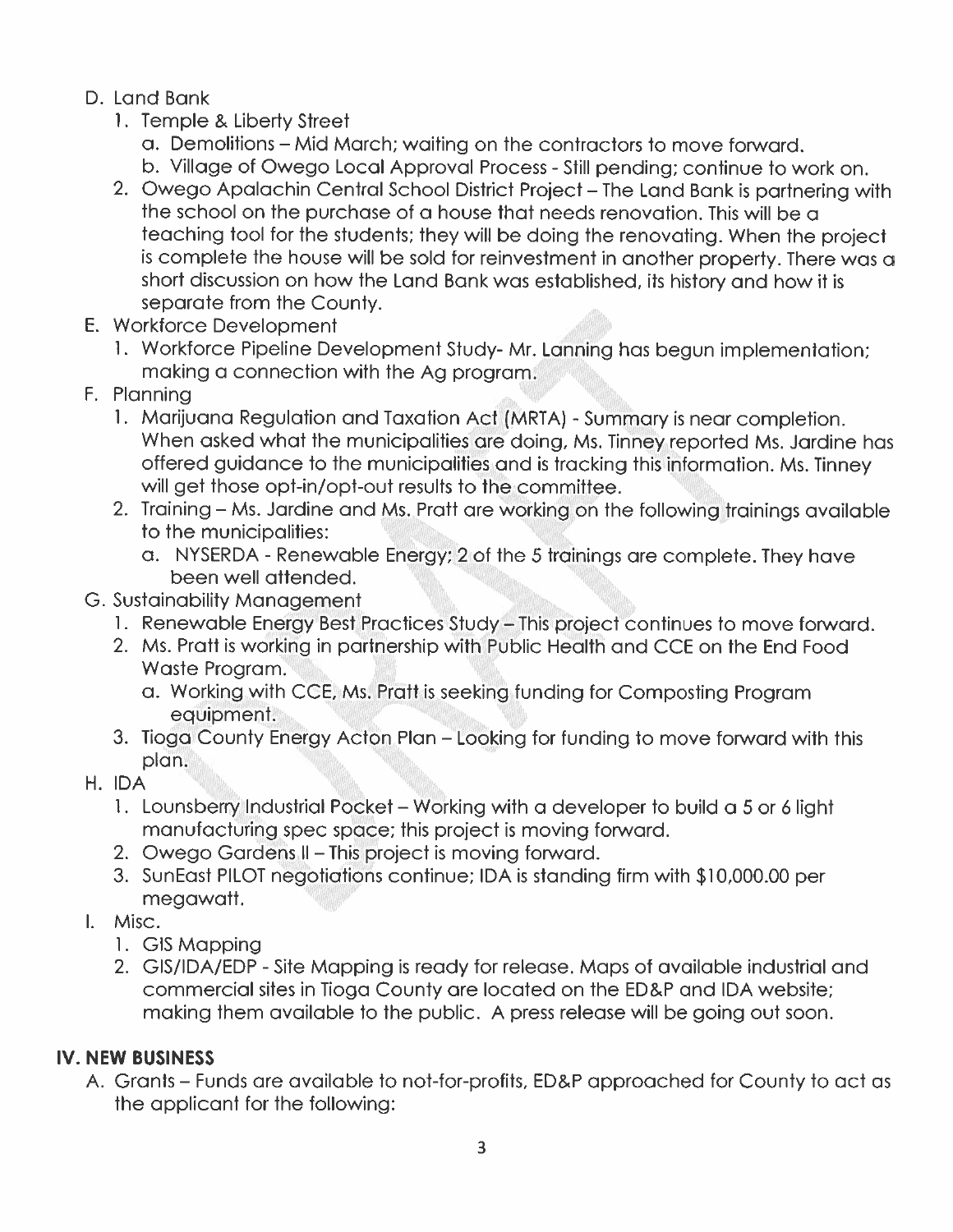D. Land Bank
   1. Temple & Liberty Street
      a. Demolitions – Mid March; waiting on the contractors to move forward.
      b. Village of Owego Local Approval Process - Still pending; continue to work on.
   2. Owego Apalachin Central School District Project – The Land Bank is partnering with the school on the purchase of a house that needs renovation. This will be a teaching tool for the students; they will be doing the renovating. When the project is complete the house will be sold for reinvestment in another property. There was a short discussion on how the Land Bank was established, its history and how it is separate from the County.

E. Workforce Development
   1. Workforce Pipeline Development Study- Mr. Lanning has begun implementation; making a connection with the Ag program.

F. Planning
   1. Marijuana Regulation and Taxation Act (MRTA) - Summary is near completion. When asked what the municipalities are doing, Ms. Tinney reported Ms. Jardine has offered guidance to the municipalities and is tracking this information. Ms. Tinney will get those opt-in/opt-out results to the committee.
   2. Training – Ms. Jardine and Ms. Pratt are working on the following trainings available to the municipalities:
      a. NYSERDA - Renewable Energy; 2 of the 5 trainings are complete. They have been well attended.

G. Sustainability Management
   1. Renewable Energy Best Practices Study – This project continues to move forward.
   2. Ms. Pratt is working in partnership with Public Health and CCE on the End Food Waste Program.
      a. Working with CCE, Ms. Pratt is seeking funding for Composting Program equipment.
   3. Tioga County Energy Acton Plan – Looking for funding to move forward with this plan.

H. IDA
   1. Lounsberry Industrial Pocket – Working with a developer to build a 5 or 6 light manufacturing spec space; this project is moving forward.
   2. Owego Gardens II – This project is moving forward.
   3. SunEast PILOT negotiations continue; IDA is standing firm with $10,000.00 per megawatt.

I. Misc.
   1. GIS Mapping
   2. GIS/IDA/EDP - Site Mapping is ready for release. Maps of available industrial and commercial sites in Tioga County are located on the ED&P and IDA website; making them available to the public. A press release will be going out soon.

## IV. NEW BUSINESS

A. Grants – Funds are available to not-for-profits, ED&P approached for County to act as the applicant for the following: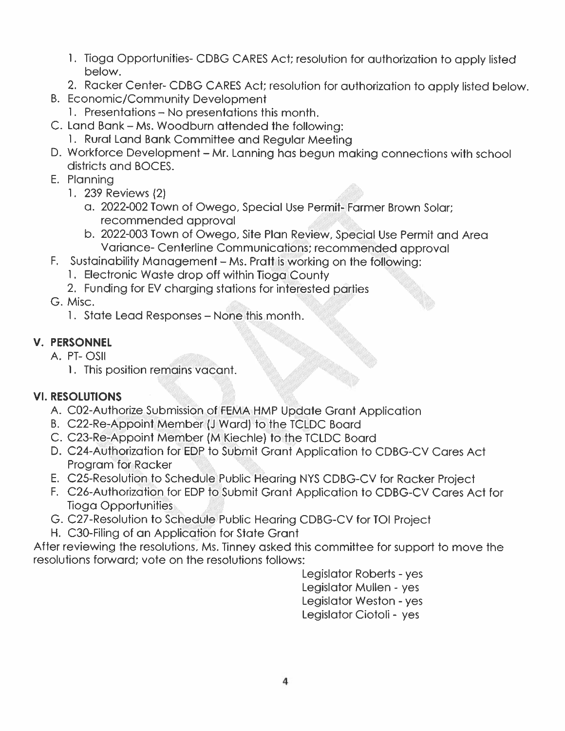1. Tioga Opportunities- CDBG CARES Act; resolution for authorization to apply listed below.
2. Racker Center- CDBG CARES Act; resolution for authorization to apply listed below.

B. Economic/Community Development
   1. Presentations – No presentations this month.

C. Land Bank – Ms. Woodburn attended the following:
   1. Rural Land Bank Committee and Regular Meeting

D. Workforce Development – Mr. Lanning has begun making connections with school districts and BOCES.

E. Planning
   1. 239 Reviews (2)
      a. 2022-002 Town of Owego, Special Use Permit- Farmer Brown Solar; recommended approval
      b. 2022-003 Town of Owego, Site Plan Review, Special Use Permit and Area Variance- Centerline Communications; recommended approval

F. Sustainability Management – Ms. Pratt is working on the following:
   1. Electronic Waste drop off within Tioga County
   2. Funding for EV charging stations for interested parties

G. Misc.
   1. State Lead Responses – None this month.

## V. PERSONNEL

A. PT- OSII
   1. This position remains vacant.

## VI. RESOLUTIONS

A. C02-Authorize Submission of FEMA HMP Update Grant Application

B. C22-Re-Appoint Member (J Ward) to the TCLDC Board

C. C23-Re-Appoint Member (M Kiechle) to the TCLDC Board

D. C24-Authorization for EDP to Submit Grant Application to CDBG-CV Cares Act Program for Racker

E. C25-Resolution to Schedule Public Hearing NYS CDBG-CV for Racker Project

F. C26-Authorization for EDP to Submit Grant Application to CDBG-CV Cares Act for Tioga Opportunities

G. C27-Resolution to Schedule Public Hearing CDBG-CV for TOI Project

H. C30-Filing of an Application for State Grant

After reviewing the resolutions, Ms. Tinney asked this committee for support to move the resolutions forward; vote on the resolutions follows:

Legislator Roberts - yes
Legislator Mullen - yes
Legislator Weston - yes
Legislator Ciotoli - yes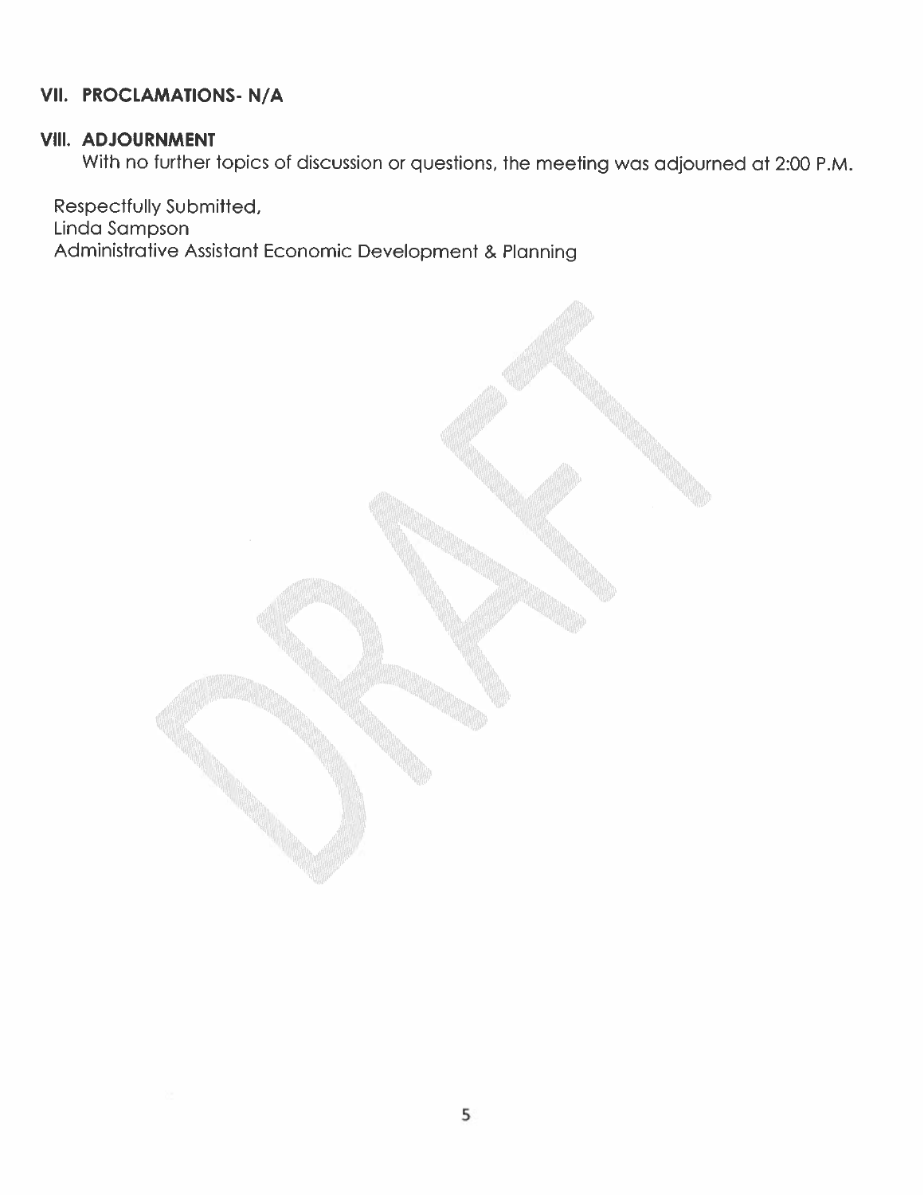## VII. PROCLAMATIONS- N/A

## VIII. ADJOURNMENT

With no further topics of discussion or questions, the meeting was adjourned at 2:00 P.M.

Respectfully Submitted,
Linda Sampson
Administrative Assistant Economic Development & Planning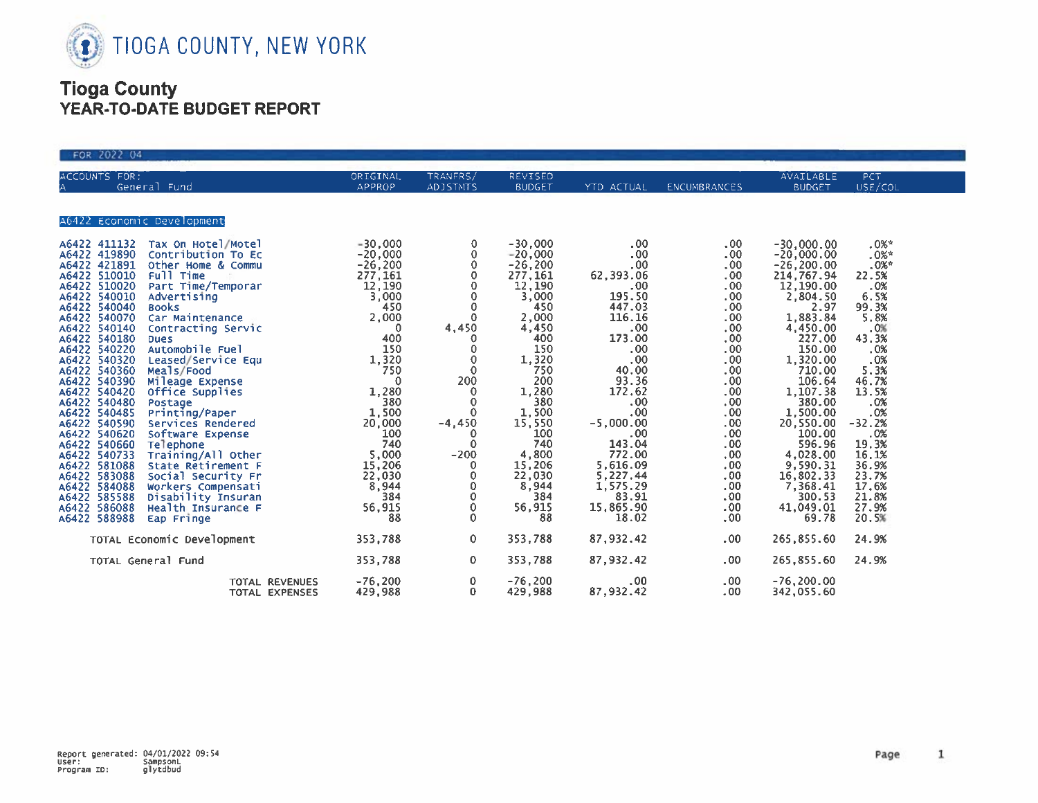# TIOGA COUNTY, NEW YORK

## Tioga County
## YEAR-TO-DATE BUDGET REPORT

FOR 2022 04

| ACCOUNTS FOR: A General Fund | | ORIGINAL APPROP | TRANFRS/ ADJSTMTS | REVISED BUDGET | YTD ACTUAL | ENCUMBRANCES | AVAILABLE BUDGET | PCT USE/COL |
|---|---|---|---|---|---|---|---|---|
| **A6422 Economic Development** | | | | | | | | |
| A6422 411132 | Tax On Hotel/Motel | -30,000 | 0 | -30,000 | .00 | .00 | -30,000.00 | .0%* |
| A6422 419890 | Contribution To Ec | -20,000 | 0 | -20,000 | .00 | .00 | -20,000.00 | .0%* |
| A6422 421891 | Other Home & Commu | -26,200 | 0 | -26,200 | .00 | .00 | -26,200.00 | .0%* |
| A6422 510010 | Full Time | 277,161 | 0 | 277,161 | 62,393.06 | .00 | 214,767.94 | 22.5% |
| A6422 510020 | Part Time/Temporar | 12,190 | 0 | 12,190 | .00 | .00 | 12,190.00 | .0% |
| A6422 540010 | Advertising | 3,000 | 0 | 3,000 | 195.50 | .00 | 2,804.50 | 6.5% |
| A6422 540040 | Books | 450 | 0 | 450 | 447.03 | .00 | 2.97 | 99.3% |
| A6422 540070 | Car Maintenance | 2,000 | 0 | 2,000 | 116.16 | .00 | 1,883.84 | 5.8% |
| A6422 540140 | Contracting Servic | 0 | 4,450 | 4,450 | .00 | .00 | 4,450.00 | .0% |
| A6422 540180 | Dues | 400 | 0 | 400 | 173.00 | .00 | 227.00 | 43.3% |
| A6422 540220 | Automobile Fuel | 150 | 0 | 150 | .00 | .00 | 150.00 | .0% |
| A6422 540320 | Leased/Service Equ | 1,320 | 0 | 1,320 | .00 | .00 | 1,320.00 | .0% |
| A6422 540360 | Meals/Food | 750 | 0 | 750 | 40.00 | .00 | 710.00 | 5.3% |
| A6422 540390 | Mileage Expense | 0 | 200 | 200 | 93.36 | .00 | 106.64 | 46.7% |
| A6422 540420 | Office Supplies | 1,280 | 0 | 1,280 | 172.62 | .00 | 1,107.38 | 13.5% |
| A6422 540480 | Postage | 380 | 0 | 380 | .00 | .00 | 380.00 | .0% |
| A6422 540485 | Printing/Paper | 1,500 | 0 | 1,500 | .00 | .00 | 1,500.00 | .0% |
| A6422 540590 | Services Rendered | 20,000 | -4,450 | 15,550 | -5,000.00 | .00 | 20,550.00 | -32.2% |
| A6422 540620 | Software Expense | 100 | 0 | 100 | .00 | .00 | 100.00 | .0% |
| A6422 540660 | Telephone | 740 | 0 | 740 | 143.04 | .00 | 596.96 | 19.3% |
| A6422 540733 | Training/All Other | 5,000 | -200 | 4,800 | 772.00 | .00 | 4,028.00 | 16.1% |
| A6422 581088 | State Retirement F | 15,206 | 0 | 15,206 | 5,616.09 | .00 | 9,590.31 | 36.9% |
| A6422 583088 | Social Security Fr | 22,030 | 0 | 22,030 | 5,227.44 | .00 | 16,802.33 | 23.7% |
| A6422 584088 | Workers Compensati | 8,944 | 0 | 8,944 | 1,575.29 | .00 | 7,368.41 | 17.6% |
| A6422 585588 | Disability Insuran | 384 | 0 | 384 | 83.91 | .00 | 300.53 | 21.8% |
| A6422 586088 | Health Insurance F | 56,915 | 0 | 56,915 | 15,865.90 | .00 | 41,049.01 | 27.9% |
| A6422 588988 | Eap Fringe | 88 | 0 | 88 | 18.02 | .00 | 69.78 | 20.5% |
| | TOTAL Economic Development | 353,788 | 0 | 353,788 | 87,932.42 | .00 | 265,855.60 | 24.9% |
| | TOTAL General Fund | 353,788 | 0 | 353,788 | 87,932.42 | .00 | 265,855.60 | 24.9% |
| | TOTAL REVENUES | -76,200 | 0 | -76,200 | .00 | .00 | -76,200.00 | |
| | TOTAL EXPENSES | 429,988 | 0 | 429,988 | 87,932.42 | .00 | 342,055.60 | |

Report generated: 04/01/2022 09:54
User: SampsonL
Program ID: glytdbud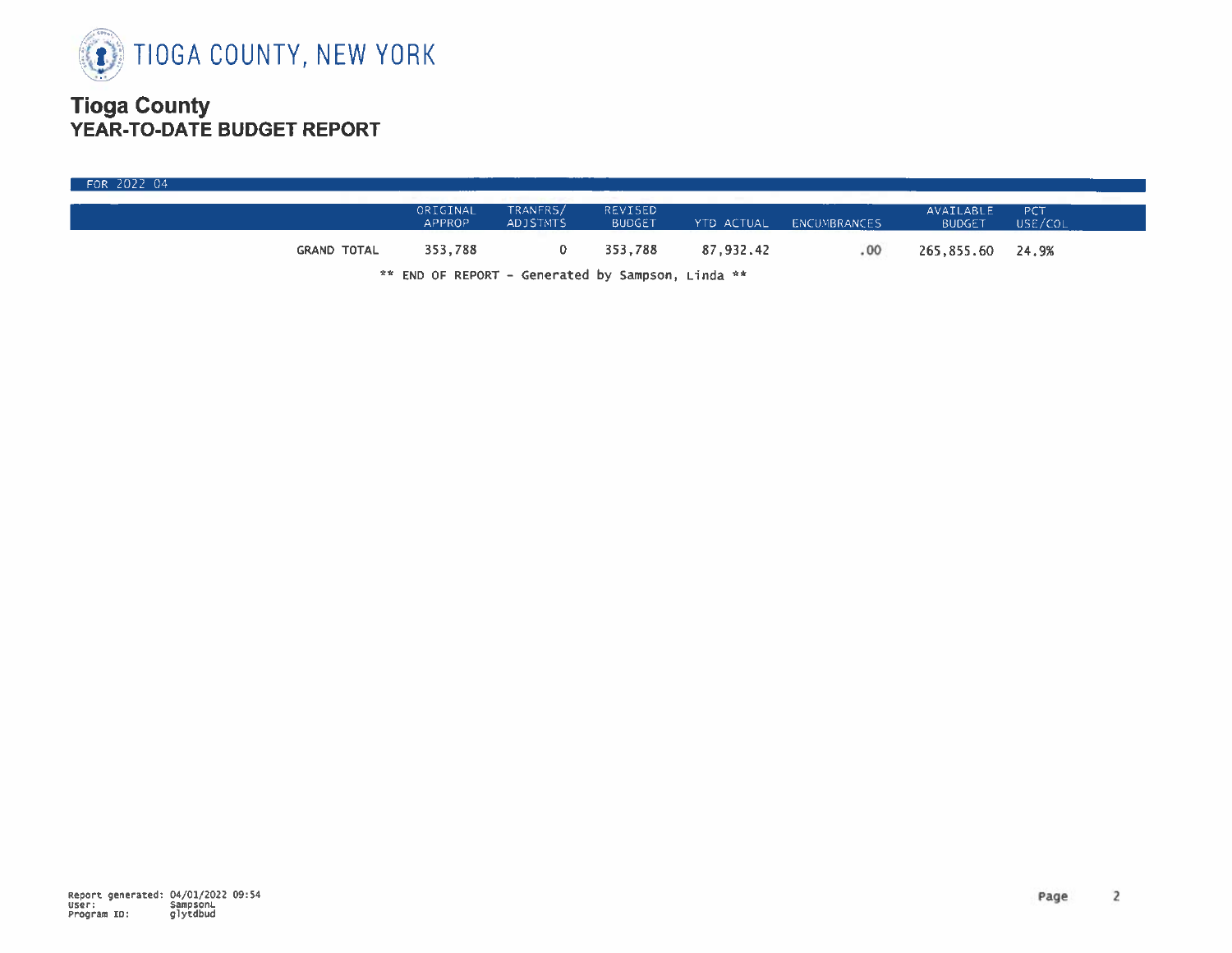# TIOGA COUNTY, NEW YORK

## Tioga County
## YEAR-TO-DATE BUDGET REPORT

FOR 2022 04

| | ORIGINAL APPROP | TRANFRS/ ADJSTMTS | REVISED BUDGET | YTD ACTUAL | ENCUMBRANCES | AVAILABLE BUDGET | PCT USE/COL |
|---|---|---|---|---|---|---|---|
| GRAND TOTAL | 353,788 | 0 | 353,788 | 87,932.42 | .00 | 265,855.60 | 24.9% |

** END OF REPORT - Generated by Sampson, Linda **

Report generated: 04/01/2022 09:54
User: SampsonL
Program ID: glytdbud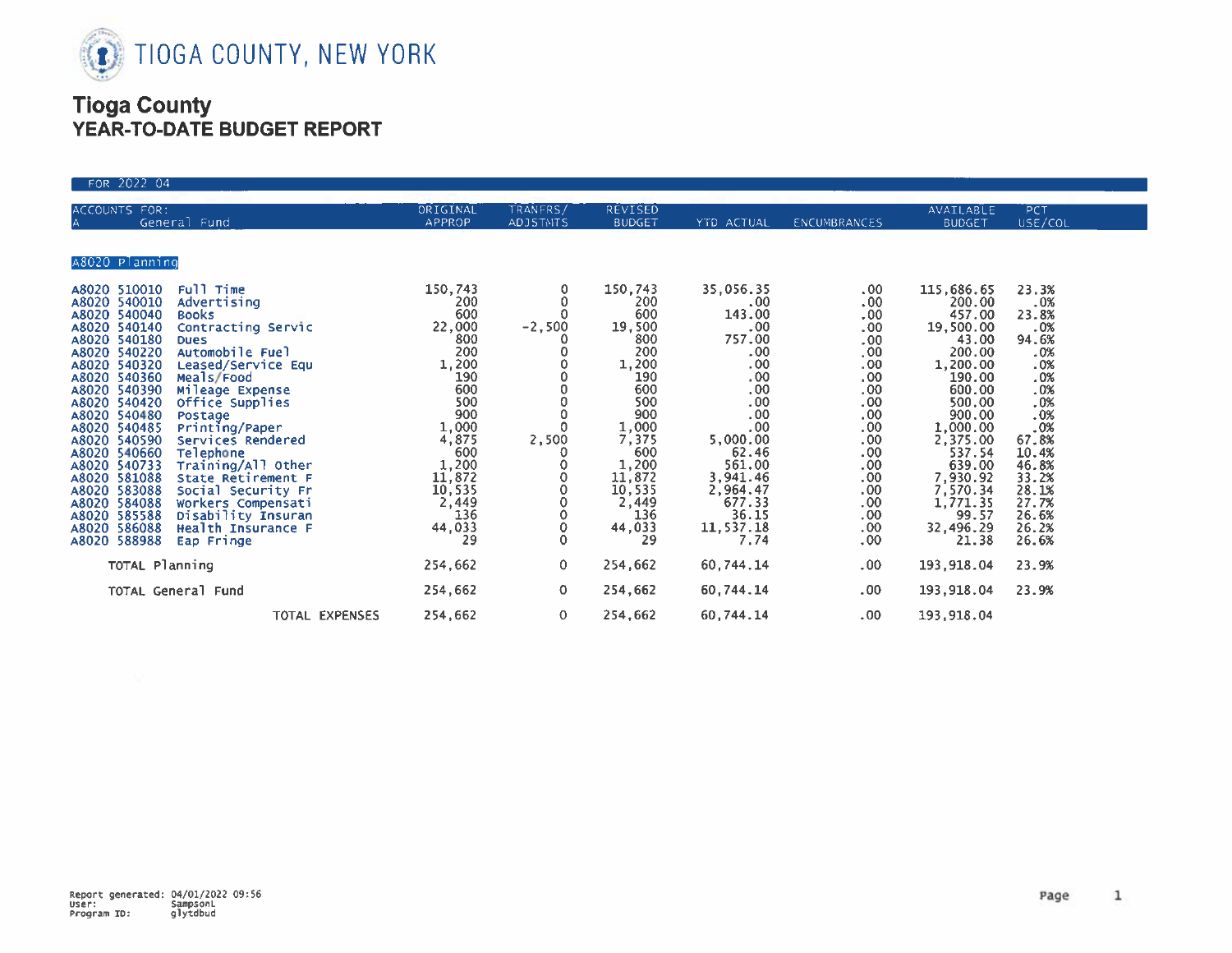# TIOGA COUNTY, NEW YORK

## Tioga County
## YEAR-TO-DATE BUDGET REPORT

FOR 2022 04

| ACCOUNTS FOR: A General Fund | | ORIGINAL APPROP | TRANFRS/ ADJSTMTS | REVISED BUDGET | YTD ACTUAL | ENCUMBRANCES | AVAILABLE BUDGET | PCT USE/COL |
|---|---|---|---|---|---|---|---|---|
| **A8020 Planning** | | | | | | | | |
| A8020 510010 | Full Time | 150,743 | 0 | 150,743 | 35,056.35 | .00 | 115,686.65 | 23.3% |
| A8020 540010 | Advertising | 200 | 0 | 200 | .00 | .00 | 200.00 | .0% |
| A8020 540040 | Books | 600 | 0 | 600 | 143.00 | .00 | 457.00 | 23.8% |
| A8020 540140 | Contracting Servic | 22,000 | -2,500 | 19,500 | .00 | .00 | 19,500.00 | .0% |
| A8020 540180 | Dues | 800 | 0 | 800 | 757.00 | .00 | 43.00 | 94.6% |
| A8020 540220 | Automobile Fuel | 200 | 0 | 200 | .00 | .00 | 200.00 | .0% |
| A8020 540320 | Leased/Service Equ | 1,200 | 0 | 1,200 | .00 | .00 | 1,200.00 | .0% |
| A8020 540360 | Meals/Food | 190 | 0 | 190 | .00 | .00 | 190.00 | .0% |
| A8020 540390 | Mileage Expense | 600 | 0 | 600 | .00 | .00 | 600.00 | .0% |
| A8020 540420 | Office Supplies | 500 | 0 | 500 | .00 | .00 | 500.00 | .0% |
| A8020 540480 | Postage | 900 | 0 | 900 | .00 | .00 | 900.00 | .0% |
| A8020 540485 | Printing/Paper | 1,000 | 0 | 1,000 | .00 | .00 | 1,000.00 | .0% |
| A8020 540590 | Services Rendered | 4,875 | 2,500 | 7,375 | 5,000.00 | .00 | 2,375.00 | 67.8% |
| A8020 540660 | Telephone | 600 | 0 | 600 | 62.46 | .00 | 537.54 | 10.4% |
| A8020 540733 | Training/All Other | 1,200 | 0 | 1,200 | 561.00 | .00 | 639.00 | 46.8% |
| A8020 581088 | State Retirement F | 11,872 | 0 | 11,872 | 3,941.46 | .00 | 7,930.92 | 33.2% |
| A8020 583088 | Social Security Fr | 10,535 | 0 | 10,535 | 2,964.47 | .00 | 7,570.34 | 28.1% |
| A8020 584088 | Workers Compensati | 2,449 | 0 | 2,449 | 677.33 | .00 | 1,771.35 | 27.7% |
| A8020 585588 | Disability Insuran | 136 | 0 | 136 | 36.15 | .00 | 99.57 | 26.6% |
| A8020 586088 | Health Insurance F | 44,033 | 0 | 44,033 | 11,537.18 | .00 | 32,496.29 | 26.2% |
| A8020 588988 | Eap Fringe | 29 | 0 | 29 | 7.74 | .00 | 21.38 | 26.6% |
| TOTAL Planning | | 254,662 | 0 | 254,662 | 60,744.14 | .00 | 193,918.04 | 23.9% |
| TOTAL General Fund | | 254,662 | 0 | 254,662 | 60,744.14 | .00 | 193,918.04 | 23.9% |
| TOTAL EXPENSES | | 254,662 | 0 | 254,662 | 60,744.14 | .00 | 193,918.04 | |

Report generated: 04/01/2022 09:56
User: SampsonL
Program ID: glytdbud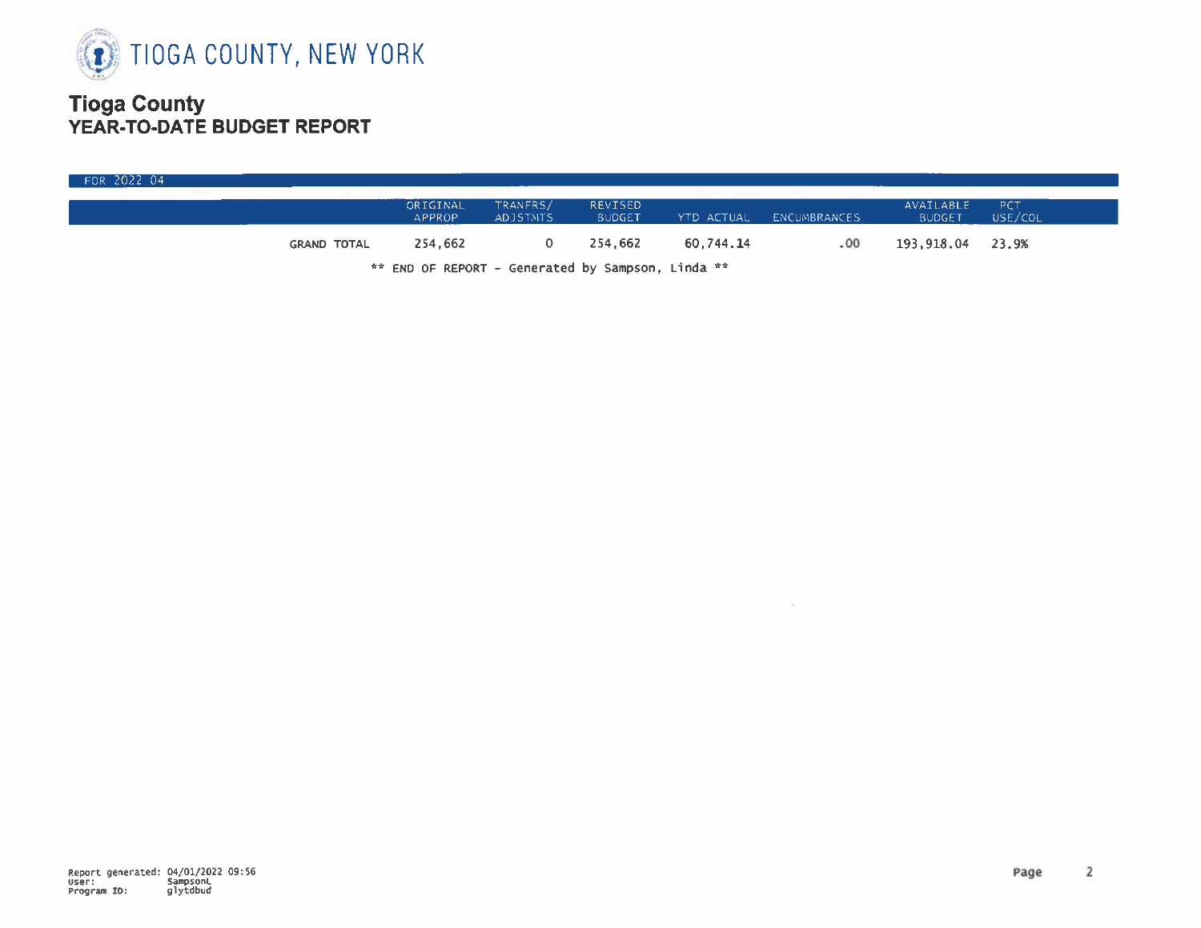# TIOGA COUNTY, NEW YORK

## Tioga County
## YEAR-TO-DATE BUDGET REPORT

FOR 2022 04

| | ORIGINAL APPROP | TRANFRS/ ADJSTMTS | REVISED BUDGET | YTD ACTUAL | ENCUMBRANCES | AVAILABLE BUDGET | PCT USE/COL |
|---|---|---|---|---|---|---|---|
| GRAND TOTAL | 254,662 | 0 | 254,662 | 60,744.14 | .00 | 193,918.04 | 23.9% |

** END OF REPORT - Generated by Sampson, Linda **

Report generated: 04/01/2022 09:56
User: SampsonL
Program ID: glytdbud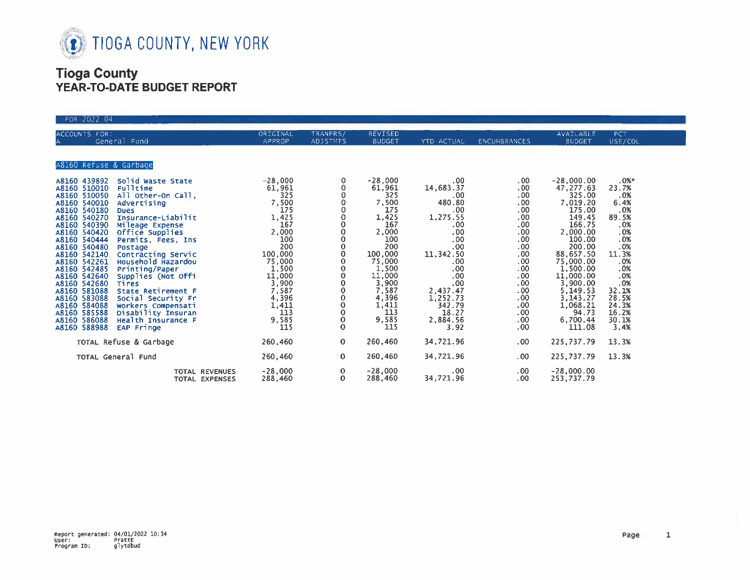# TIOGA COUNTY, NEW YORK

## Tioga County
## YEAR-TO-DATE BUDGET REPORT

FOR 2022 04

| ACCOUNTS FOR: A General Fund | | ORIGINAL APPROP | TRANFRS/ ADJSTMTS | REVISED BUDGET | YTD ACTUAL | ENCUMBRANCES | AVAILABLE BUDGET | PCT USE/COL |
|---|---|---|---|---|---|---|---|---|
| **A8160 Refuse & Garbage** | | | | | | | | |
| A8160 439892 | Solid Waste State | -28,000 | 0 | -28,000 | .00 | .00 | -28,000.00 | .0%* |
| A8160 510010 | Fulltime | 61,961 | 0 | 61,961 | 14,683.37 | .00 | 47,277.63 | 23.7% |
| A8160 510050 | All Other-On Call, | 325 | 0 | 325 | .00 | .00 | 325.00 | .0% |
| A8160 540010 | Advertising | 7,500 | 0 | 7,500 | 480.80 | .00 | 7,019.20 | 6.4% |
| A8160 540180 | Dues | 175 | 0 | 175 | .00 | .00 | 175.00 | .0% |
| A8160 540270 | Insurance-Liabilit | 1,425 | 0 | 1,425 | 1,275.55 | .00 | 149.45 | 89.5% |
| A8160 540390 | Mileage Expense | 167 | 0 | 167 | .00 | .00 | 166.75 | .0% |
| A8160 540420 | Office Supplies | 2,000 | 0 | 2,000 | .00 | .00 | 2,000.00 | .0% |
| A8160 540444 | Permits, Fees, Ins | 100 | 0 | 100 | .00 | .00 | 100.00 | .0% |
| A8160 540480 | Postage | 200 | 0 | 200 | .00 | .00 | 200.00 | .0% |
| A8160 542140 | Contracting Servic | 100,000 | 0 | 100,000 | 11,342.50 | .00 | 88,657.50 | 11.3% |
| A8160 542261 | Household Hazardou | 75,000 | 0 | 75,000 | .00 | .00 | 75,000.00 | .0% |
| A8160 542485 | Printing/Paper | 1,500 | 0 | 1,500 | .00 | .00 | 1,500.00 | .0% |
| A8160 542640 | Supplies (Not Offi | 11,000 | 0 | 11,000 | .00 | .00 | 11,000.00 | .0% |
| A8160 542680 | Tires | 3,900 | 0 | 3,900 | .00 | .00 | 3,900.00 | .0% |
| A8160 581088 | State Retirement F | 7,587 | 0 | 7,587 | 2,437.47 | .00 | 5,149.53 | 32.1% |
| A8160 583088 | Social Security Fr | 4,396 | 0 | 4,396 | 1,252.73 | .00 | 3,143.27 | 28.5% |
| A8160 584088 | Workers Compensati | 1,411 | 0 | 1,411 | 342.79 | .00 | 1,068.21 | 24.3% |
| A8160 585588 | Disability Insuran | 113 | 0 | 113 | 18.27 | .00 | 94.73 | 16.2% |
| A8160 586088 | Health Insurance F | 9,585 | 0 | 9,585 | 2,884.56 | .00 | 6,700.44 | 30.1% |
| A8160 588988 | EAP Fringe | 115 | 0 | 115 | 3.92 | .00 | 111.08 | 3.4% |
| TOTAL Refuse & Garbage | | 260,460 | 0 | 260,460 | 34,721.96 | .00 | 225,737.79 | 13.3% |
| TOTAL General Fund | | 260,460 | 0 | 260,460 | 34,721.96 | .00 | 225,737.79 | 13.3% |
| | TOTAL REVENUES | -28,000 | 0 | -28,000 | .00 | .00 | -28,000.00 | |
| | TOTAL EXPENSES | 288,460 | 0 | 288,460 | 34,721.96 | .00 | 253,737.79 | |

Report generated: 04/01/2022 10:34
User: PrattE
Program ID: glytdbud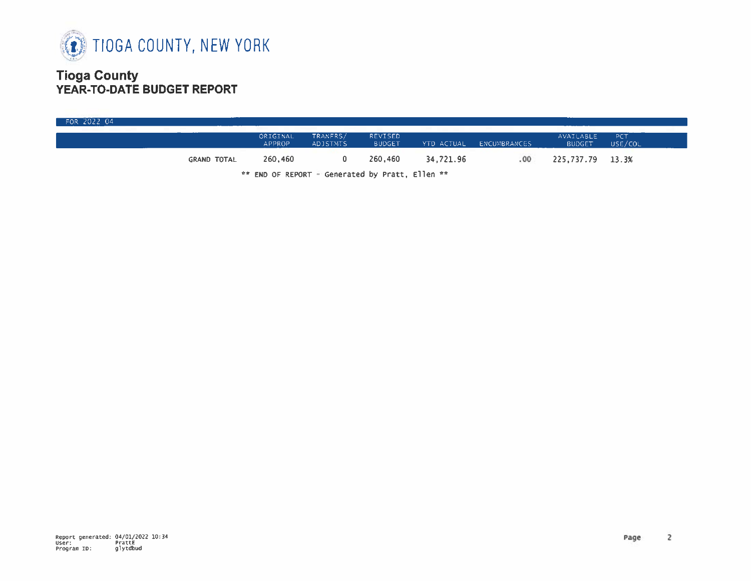TIOGA COUNTY, NEW YORK

# Tioga County
## YEAR-TO-DATE BUDGET REPORT

FOR 2022 04

| | ORIGINAL APPROP | TRANFRS/ ADJSTMTS | REVISED BUDGET | YTD ACTUAL | ENCUMBRANCES | AVAILABLE BUDGET | PCT USE/COL |
|---|---|---|---|---|---|---|---|
| GRAND TOTAL | 260,460 | 0 | 260,460 | 34,721.96 | .00 | 225,737.79 | 13.3% |

** END OF REPORT - Generated by Pratt, Ellen **

Report generated: 04/01/2022 10:34
User: PrattE
Program ID: glytdbud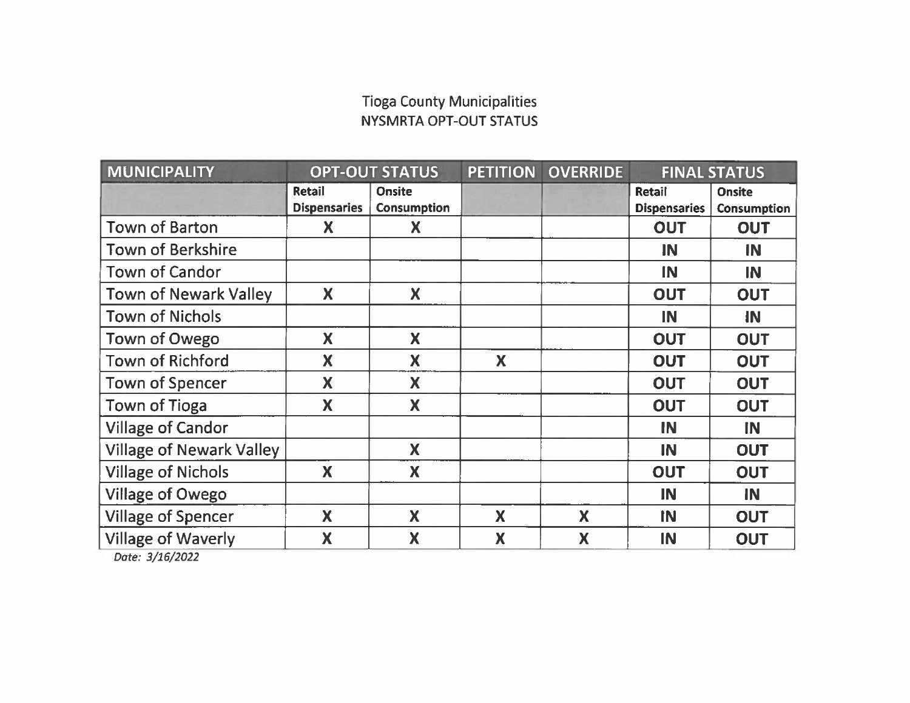Tioga County Municipalities
NYSMRTA OPT-OUT STATUS

| MUNICIPALITY | OPT-OUT STATUS | | PETITION | OVERRIDE | FINAL STATUS | |
|---|---|---|---|---|---|---|
| | Retail Dispensaries | Onsite Consumption | | | Retail Dispensaries | Onsite Consumption |
| Town of Barton | X | X | | | OUT | OUT |
| Town of Berkshire | | | | | IN | IN |
| Town of Candor | | | | | IN | IN |
| Town of Newark Valley | X | X | | | OUT | OUT |
| Town of Nichols | | | | | IN | IN |
| Town of Owego | X | X | | | OUT | OUT |
| Town of Richford | X | X | X | | OUT | OUT |
| Town of Spencer | X | X | | | OUT | OUT |
| Town of Tioga | X | X | | | OUT | OUT |
| Village of Candor | | | | | IN | IN |
| Village of Newark Valley | | X | | | IN | OUT |
| Village of Nichols | X | X | | | OUT | OUT |
| Village of Owego | | | | | IN | IN |
| Village of Spencer | X | X | X | X | IN | OUT |
| Village of Waverly | X | X | X | X | IN | OUT |

*Date: 3/16/2022*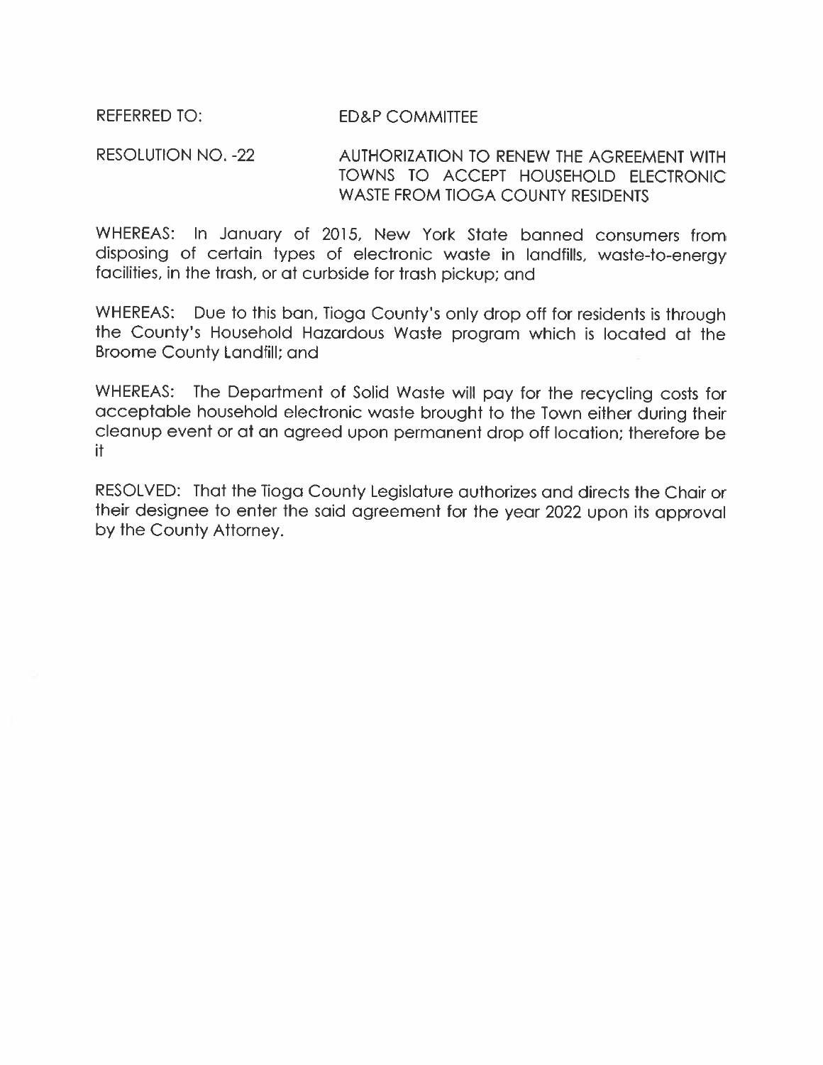REFERRED TO: ED&P COMMITTEE

RESOLUTION NO. -22 AUTHORIZATION TO RENEW THE AGREEMENT WITH TOWNS TO ACCEPT HOUSEHOLD ELECTRONIC WASTE FROM TIOGA COUNTY RESIDENTS

WHEREAS: In January of 2015, New York State banned consumers from disposing of certain types of electronic waste in landfills, waste-to-energy facilities, in the trash, or at curbside for trash pickup; and

WHEREAS: Due to this ban, Tioga County's only drop off for residents is through the County's Household Hazardous Waste program which is located at the Broome County Landfill; and

WHEREAS: The Department of Solid Waste will pay for the recycling costs for acceptable household electronic waste brought to the Town either during their cleanup event or at an agreed upon permanent drop off location; therefore be it

RESOLVED: That the Tioga County Legislature authorizes and directs the Chair or their designee to enter the said agreement for the year 2022 upon its approval by the County Attorney.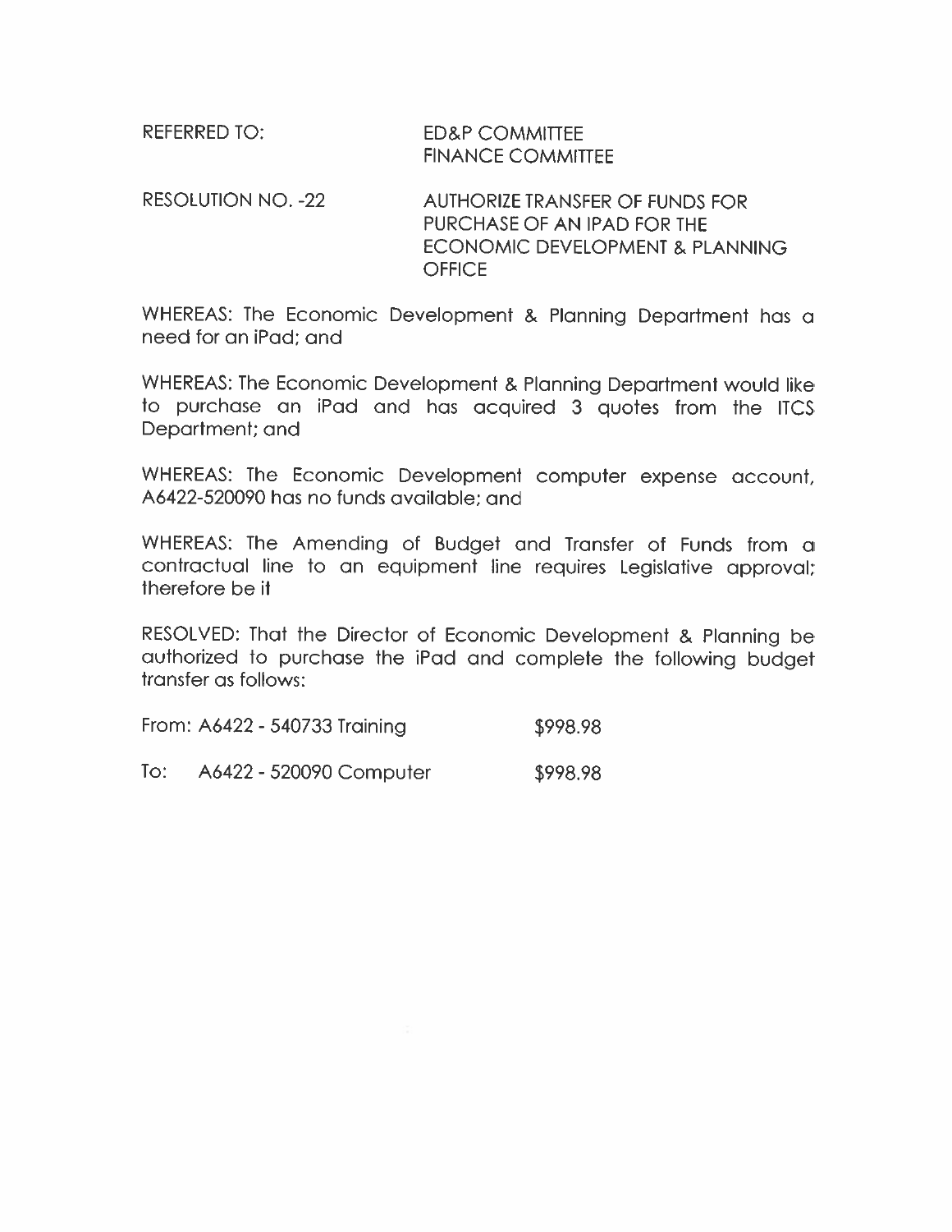REFERRED TO: ED&P COMMITTEE
FINANCE COMMITTEE

RESOLUTION NO. -22 AUTHORIZE TRANSFER OF FUNDS FOR PURCHASE OF AN IPAD FOR THE ECONOMIC DEVELOPMENT & PLANNING OFFICE

WHEREAS: The Economic Development & Planning Department has a need for an iPad; and

WHEREAS: The Economic Development & Planning Department would like to purchase an iPad and has acquired 3 quotes from the ITCS Department; and

WHEREAS: The Economic Development computer expense account, A6422-520090 has no funds available; and

WHEREAS: The Amending of Budget and Transfer of Funds from a contractual line to an equipment line requires Legislative approval; therefore be it

RESOLVED: That the Director of Economic Development & Planning be authorized to purchase the iPad and complete the following budget transfer as follows:

From: A6422 - 540733 Training $998.98

To: A6422 - 520090 Computer $998.98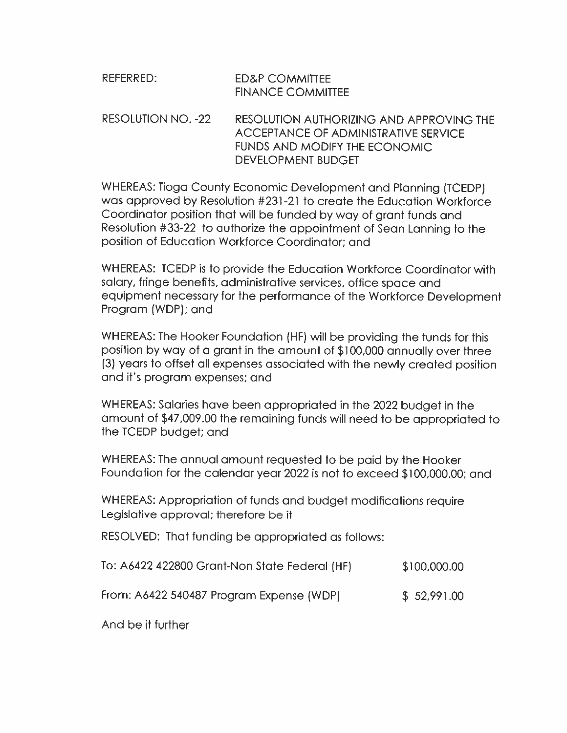REFERRED: ED&P COMMITTEE
FINANCE COMMITTEE

RESOLUTION NO. -22 RESOLUTION AUTHORIZING AND APPROVING THE ACCEPTANCE OF ADMINISTRATIVE SERVICE FUNDS AND MODIFY THE ECONOMIC DEVELOPMENT BUDGET

WHEREAS: Tioga County Economic Development and Planning (TCEDP) was approved by Resolution #231-21 to create the Education Workforce Coordinator position that will be funded by way of grant funds and Resolution #33-22 to authorize the appointment of Sean Lanning to the position of Education Workforce Coordinator; and

WHEREAS: TCEDP is to provide the Education Workforce Coordinator with salary, fringe benefits, administrative services, office space and equipment necessary for the performance of the Workforce Development Program (WDP); and

WHEREAS: The Hooker Foundation (HF) will be providing the funds for this position by way of a grant in the amount of $100,000 annually over three (3) years to offset all expenses associated with the newly created position and it's program expenses; and

WHEREAS: Salaries have been appropriated in the 2022 budget in the amount of $47,009.00 the remaining funds will need to be appropriated to the TCEDP budget; and

WHEREAS: The annual amount requested to be paid by the Hooker Foundation for the calendar year 2022 is not to exceed $100,000.00; and

WHEREAS: Appropriation of funds and budget modifications require Legislative approval; therefore be it

RESOLVED: That funding be appropriated as follows:

| | |
|---|---|
| To: A6422 422800 Grant-Non State Federal (HF) | $100,000.00 |
| From: A6422 540487 Program Expense (WDP) | $ 52,991.00 |

And be it further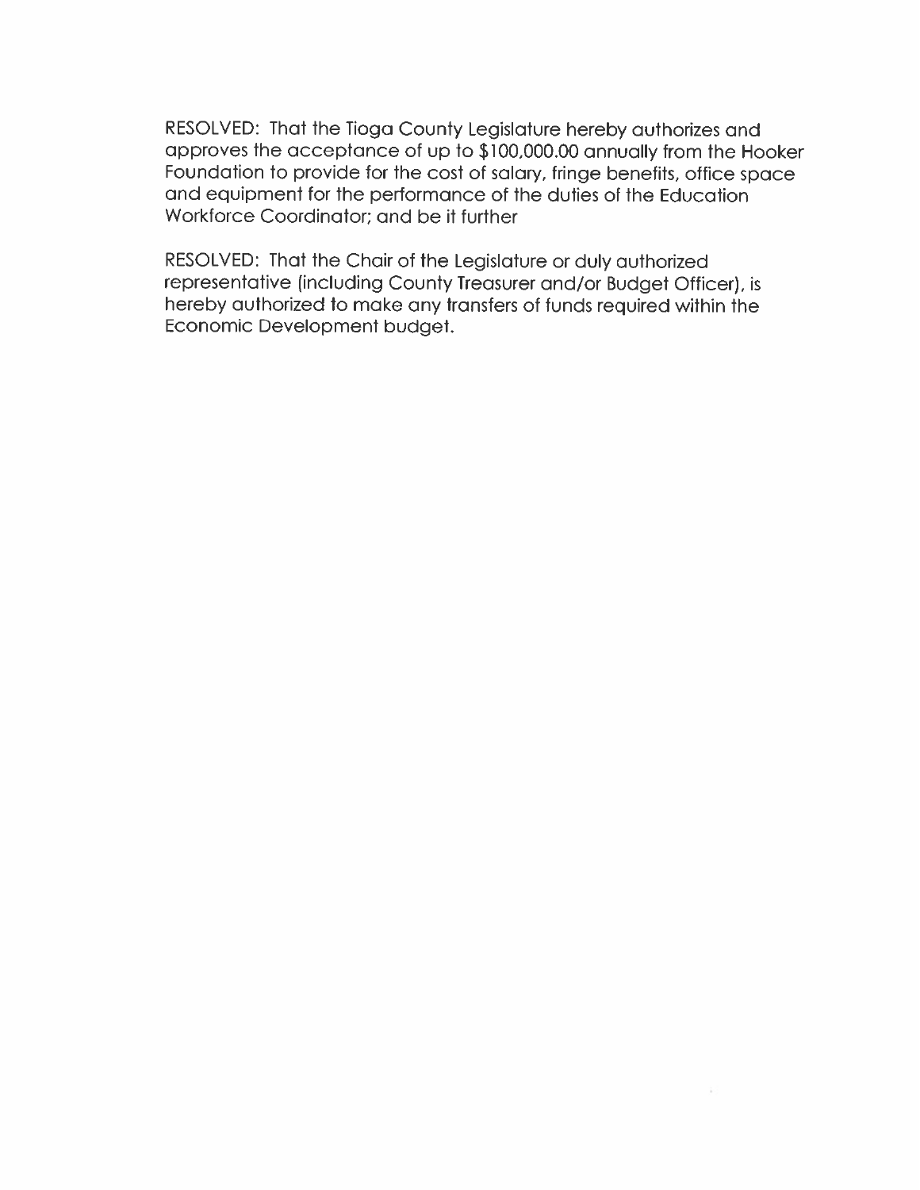RESOLVED: That the Tioga County Legislature hereby authorizes and approves the acceptance of up to $100,000.00 annually from the Hooker Foundation to provide for the cost of salary, fringe benefits, office space and equipment for the performance of the duties of the Education Workforce Coordinator; and be it further

RESOLVED: That the Chair of the Legislature or duly authorized representative (including County Treasurer and/or Budget Officer), is hereby authorized to make any transfers of funds required within the Economic Development budget.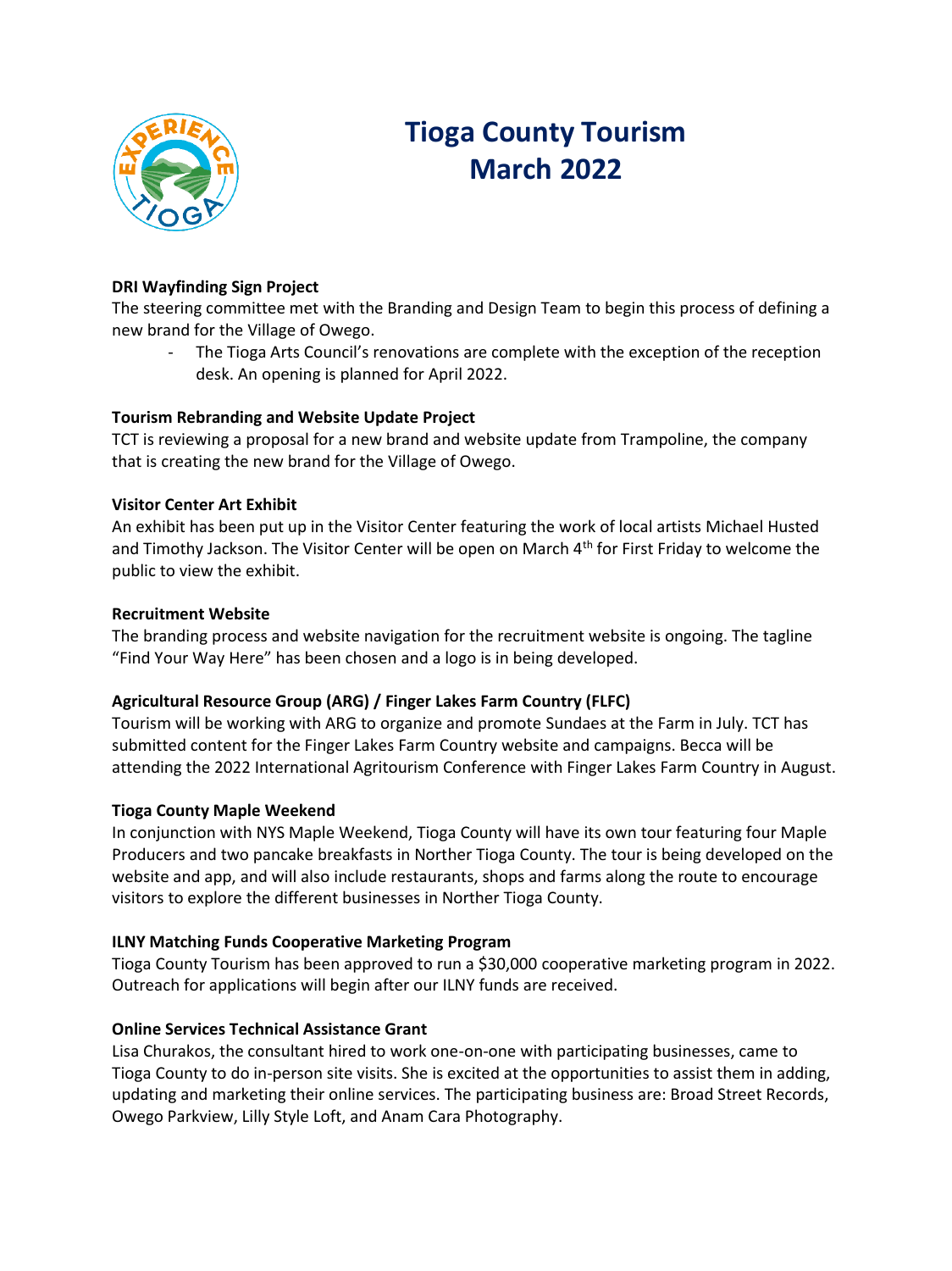# Tioga County Tourism March 2022

**DRI Wayfinding Sign Project**

The steering committee met with the Branding and Design Team to begin this process of defining a new brand for the Village of Owego.

- The Tioga Arts Council's renovations are complete with the exception of the reception desk. An opening is planned for April 2022.

**Tourism Rebranding and Website Update Project**

TCT is reviewing a proposal for a new brand and website update from Trampoline, the company that is creating the new brand for the Village of Owego.

**Visitor Center Art Exhibit**

An exhibit has been put up in the Visitor Center featuring the work of local artists Michael Husted and Timothy Jackson. The Visitor Center will be open on March 4th for First Friday to welcome the public to view the exhibit.

**Recruitment Website**

The branding process and website navigation for the recruitment website is ongoing. The tagline "Find Your Way Here" has been chosen and a logo is in being developed.

**Agricultural Resource Group (ARG) / Finger Lakes Farm Country (FLFC)**

Tourism will be working with ARG to organize and promote Sundaes at the Farm in July. TCT has submitted content for the Finger Lakes Farm Country website and campaigns. Becca will be attending the 2022 International Agritourism Conference with Finger Lakes Farm Country in August.

**Tioga County Maple Weekend**

In conjunction with NYS Maple Weekend, Tioga County will have its own tour featuring four Maple Producers and two pancake breakfasts in Norther Tioga County. The tour is being developed on the website and app, and will also include restaurants, shops and farms along the route to encourage visitors to explore the different businesses in Norther Tioga County.

**ILNY Matching Funds Cooperative Marketing Program**

Tioga County Tourism has been approved to run a $30,000 cooperative marketing program in 2022. Outreach for applications will begin after our ILNY funds are received.

**Online Services Technical Assistance Grant**

Lisa Churakos, the consultant hired to work one-on-one with participating businesses, came to Tioga County to do in-person site visits. She is excited at the opportunities to assist them in adding, updating and marketing their online services. The participating business are: Broad Street Records, Owego Parkview, Lilly Style Loft, and Anam Cara Photography.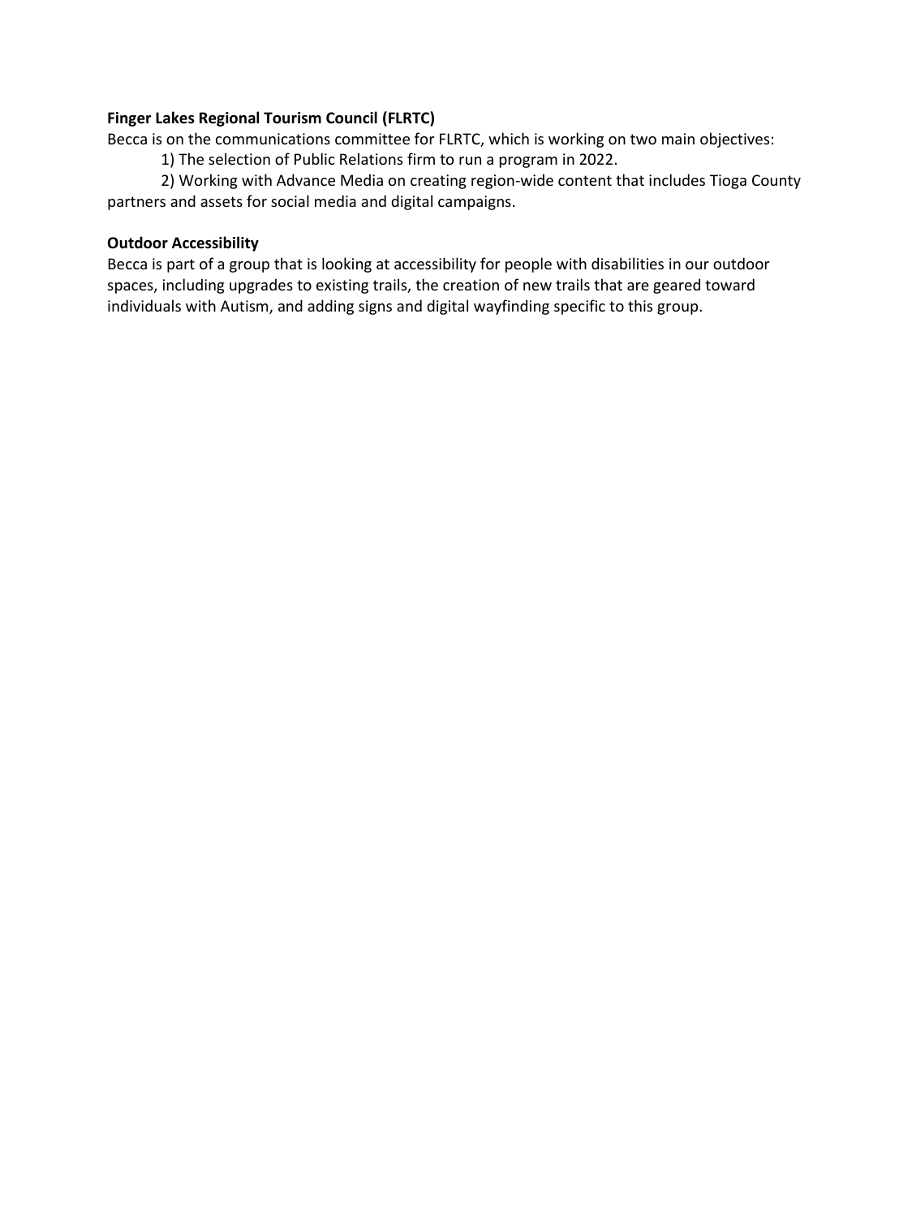**Finger Lakes Regional Tourism Council (FLRTC)**

Becca is on the communications committee for FLRTC, which is working on two main objectives:

1) The selection of Public Relations firm to run a program in 2022.

2) Working with Advance Media on creating region-wide content that includes Tioga County partners and assets for social media and digital campaigns.

**Outdoor Accessibility**

Becca is part of a group that is looking at accessibility for people with disabilities in our outdoor spaces, including upgrades to existing trails, the creation of new trails that are geared toward individuals with Autism, and adding signs and digital wayfinding specific to this group.